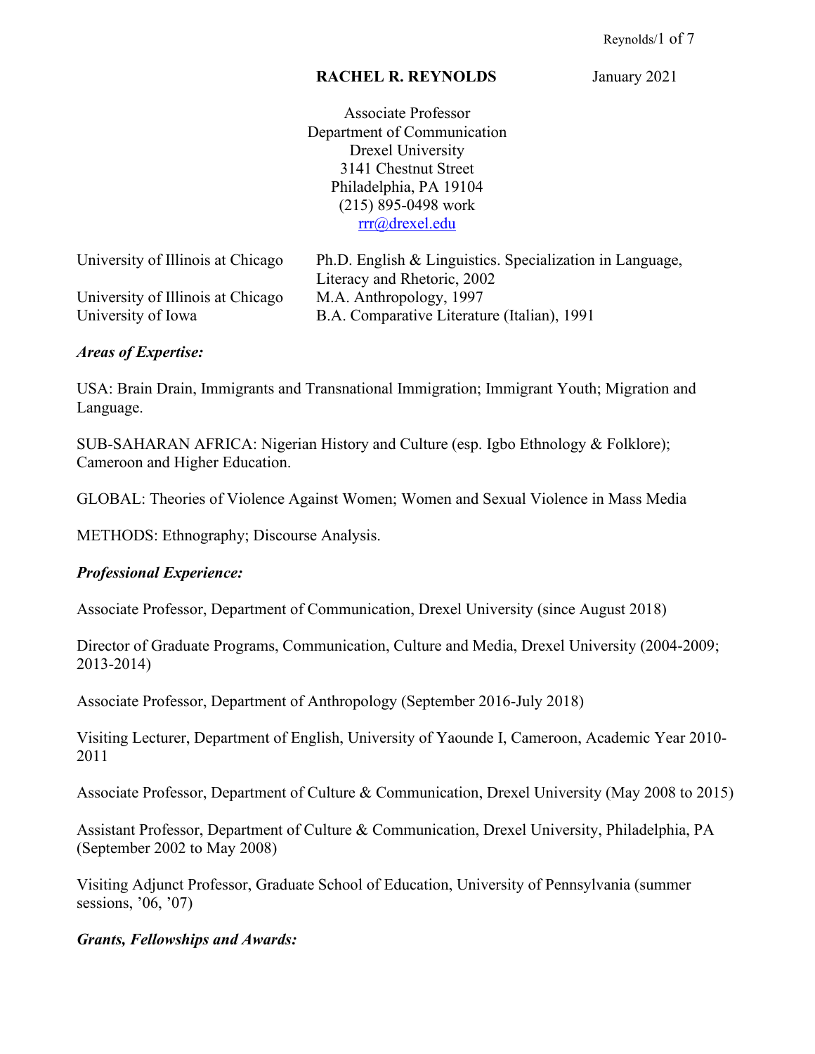# RACHEL R. REYNOLDS

January 2021

Associate Professor
Department of Communication
Drexel University
3141 Chestnut Street
Philadelphia, PA 19104
(215) 895-0498 work
rrr@drexel.edu

| | |
|---|---|
| University of Illinois at Chicago | Ph.D. English & Linguistics. Specialization in Language, Literacy and Rhetoric, 2002 |
| University of Illinois at Chicago | M.A. Anthropology, 1997 |
| University of Iowa | B.A. Comparative Literature (Italian), 1991 |

### *Areas of Expertise:*

USA: Brain Drain, Immigrants and Transnational Immigration; Immigrant Youth; Migration and Language.

SUB-SAHARAN AFRICA: Nigerian History and Culture (esp. Igbo Ethnology & Folklore); Cameroon and Higher Education.

GLOBAL: Theories of Violence Against Women; Women and Sexual Violence in Mass Media

METHODS: Ethnography; Discourse Analysis.

### *Professional Experience:*

Associate Professor, Department of Communication, Drexel University (since August 2018)

Director of Graduate Programs, Communication, Culture and Media, Drexel University (2004-2009; 2013-2014)

Associate Professor, Department of Anthropology (September 2016-July 2018)

Visiting Lecturer, Department of English, University of Yaounde I, Cameroon, Academic Year 2010-2011

Associate Professor, Department of Culture & Communication, Drexel University (May 2008 to 2015)

Assistant Professor, Department of Culture & Communication, Drexel University, Philadelphia, PA (September 2002 to May 2008)

Visiting Adjunct Professor, Graduate School of Education, University of Pennsylvania (summer sessions, '06, '07)

### *Grants, Fellowships and Awards:*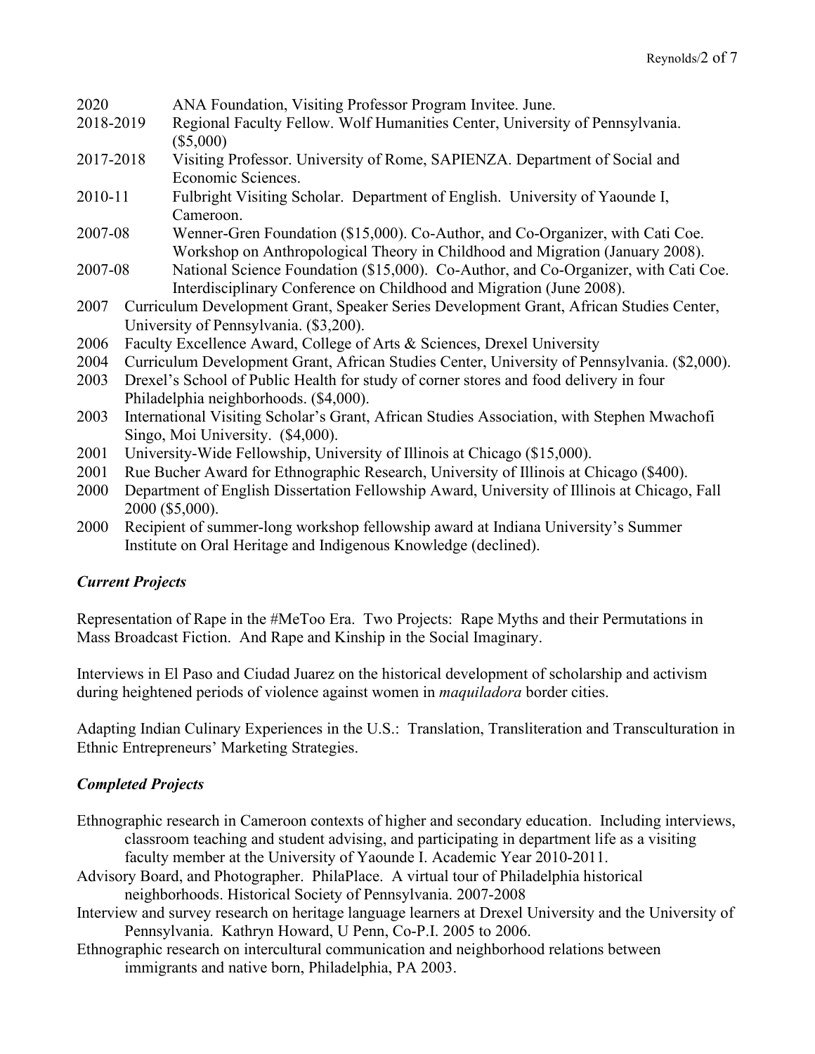2020 ANA Foundation, Visiting Professor Program Invitee. June.

2018-2019 Regional Faculty Fellow. Wolf Humanities Center, University of Pennsylvania. ($5,000)

2017-2018 Visiting Professor. University of Rome, SAPIENZA. Department of Social and Economic Sciences.

2010-11 Fulbright Visiting Scholar. Department of English. University of Yaounde I, Cameroon.

2007-08 Wenner-Gren Foundation ($15,000). Co-Author, and Co-Organizer, with Cati Coe. Workshop on Anthropological Theory in Childhood and Migration (January 2008).

2007-08 National Science Foundation ($15,000). Co-Author, and Co-Organizer, with Cati Coe. Interdisciplinary Conference on Childhood and Migration (June 2008).

2007 Curriculum Development Grant, Speaker Series Development Grant, African Studies Center, University of Pennsylvania. ($3,200).

2006 Faculty Excellence Award, College of Arts & Sciences, Drexel University

2004 Curriculum Development Grant, African Studies Center, University of Pennsylvania. ($2,000).

2003 Drexel's School of Public Health for study of corner stores and food delivery in four Philadelphia neighborhoods. ($4,000).

2003 International Visiting Scholar's Grant, African Studies Association, with Stephen Mwachofi Singo, Moi University. ($4,000).

2001 University-Wide Fellowship, University of Illinois at Chicago ($15,000).

2001 Rue Bucher Award for Ethnographic Research, University of Illinois at Chicago ($400).

2000 Department of English Dissertation Fellowship Award, University of Illinois at Chicago, Fall 2000 ($5,000).

2000 Recipient of summer-long workshop fellowship award at Indiana University's Summer Institute on Oral Heritage and Indigenous Knowledge (declined).

### *Current Projects*

Representation of Rape in the #MeToo Era. Two Projects: Rape Myths and their Permutations in Mass Broadcast Fiction. And Rape and Kinship in the Social Imaginary.

Interviews in El Paso and Ciudad Juarez on the historical development of scholarship and activism during heightened periods of violence against women in *maquiladora* border cities.

Adapting Indian Culinary Experiences in the U.S.: Translation, Transliteration and Transculturation in Ethnic Entrepreneurs' Marketing Strategies.

### *Completed Projects*

Ethnographic research in Cameroon contexts of higher and secondary education. Including interviews, classroom teaching and student advising, and participating in department life as a visiting faculty member at the University of Yaounde I. Academic Year 2010-2011.

Advisory Board, and Photographer. PhilaPlace. A virtual tour of Philadelphia historical neighborhoods. Historical Society of Pennsylvania. 2007-2008

Interview and survey research on heritage language learners at Drexel University and the University of Pennsylvania. Kathryn Howard, U Penn, Co-P.I. 2005 to 2006.

Ethnographic research on intercultural communication and neighborhood relations between immigrants and native born, Philadelphia, PA 2003.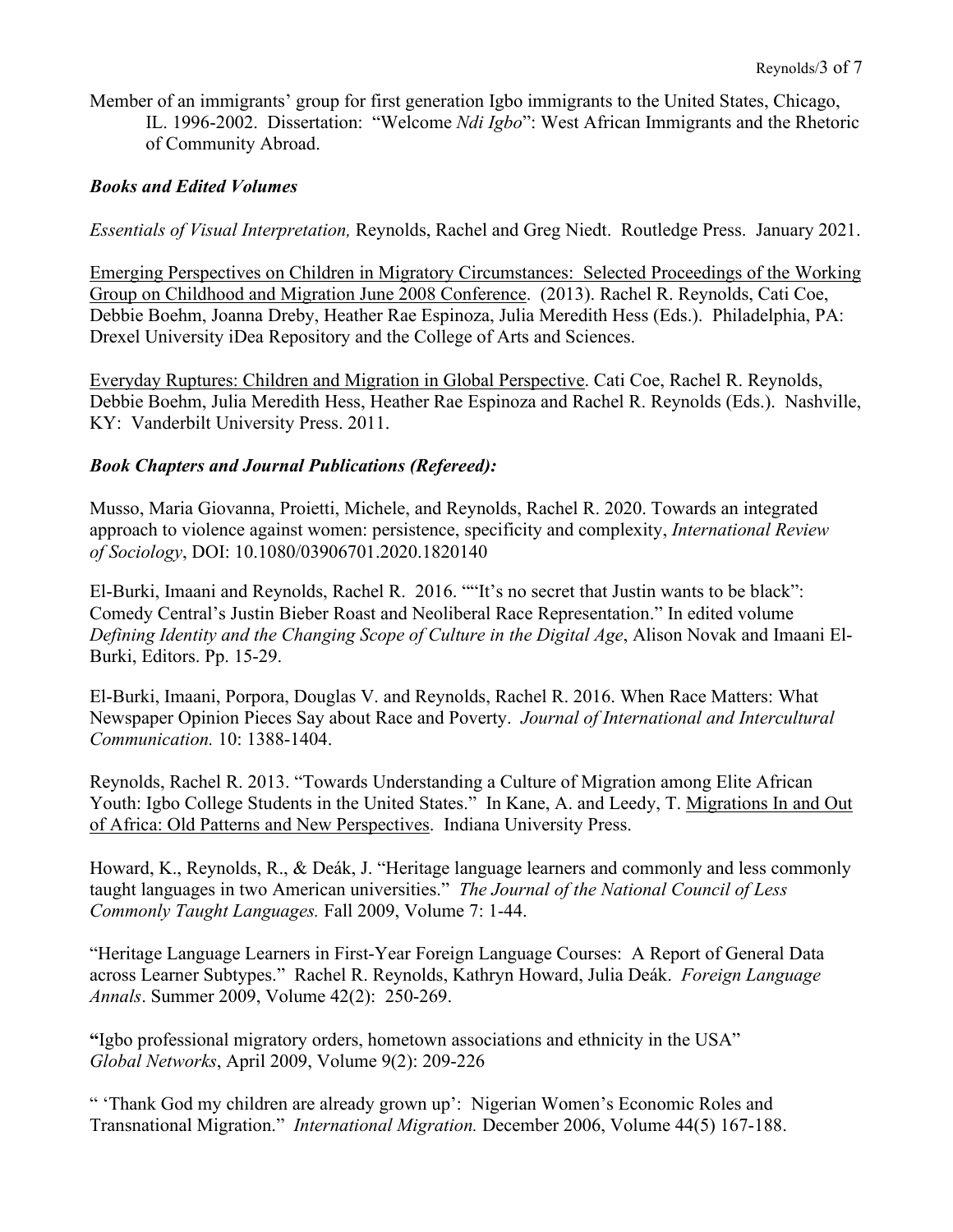Member of an immigrants' group for first generation Igbo immigrants to the United States, Chicago, IL. 1996-2002. Dissertation: "Welcome *Ndi Igbo*": West African Immigrants and the Rhetoric of Community Abroad.

### *Books and Edited Volumes*

*Essentials of Visual Interpretation,* Reynolds, Rachel and Greg Niedt. Routledge Press. January 2021.

<u>Emerging Perspectives on Children in Migratory Circumstances: Selected Proceedings of the Working Group on Childhood and Migration June 2008 Conference</u>. (2013). Rachel R. Reynolds, Cati Coe, Debbie Boehm, Joanna Dreby, Heather Rae Espinoza, Julia Meredith Hess (Eds.). Philadelphia, PA: Drexel University iDea Repository and the College of Arts and Sciences.

<u>Everyday Ruptures: Children and Migration in Global Perspective</u>. Cati Coe, Rachel R. Reynolds, Debbie Boehm, Julia Meredith Hess, Heather Rae Espinoza and Rachel R. Reynolds (Eds.). Nashville, KY: Vanderbilt University Press. 2011.

### *Book Chapters and Journal Publications (Refereed):*

Musso, Maria Giovanna, Proietti, Michele, and Reynolds, Rachel R. 2020. Towards an integrated approach to violence against women: persistence, specificity and complexity, *International Review of Sociology*, DOI: 10.1080/03906701.2020.1820140

El-Burki, Imaani and Reynolds, Rachel R. 2016. ""It's no secret that Justin wants to be black": Comedy Central's Justin Bieber Roast and Neoliberal Race Representation." In edited volume *Defining Identity and the Changing Scope of Culture in the Digital Age*, Alison Novak and Imaani El-Burki, Editors. Pp. 15-29.

El-Burki, Imaani, Porpora, Douglas V. and Reynolds, Rachel R. 2016. When Race Matters: What Newspaper Opinion Pieces Say about Race and Poverty. *Journal of International and Intercultural Communication.* 10: 1388-1404.

Reynolds, Rachel R. 2013. "Towards Understanding a Culture of Migration among Elite African Youth: Igbo College Students in the United States." In Kane, A. and Leedy, T. <u>Migrations In and Out of Africa: Old Patterns and New Perspectives</u>. Indiana University Press.

Howard, K., Reynolds, R., & Deák, J. "Heritage language learners and commonly and less commonly taught languages in two American universities." *The Journal of the National Council of Less Commonly Taught Languages.* Fall 2009, Volume 7: 1-44.

"Heritage Language Learners in First-Year Foreign Language Courses: A Report of General Data across Learner Subtypes." Rachel R. Reynolds, Kathryn Howard, Julia Deák. *Foreign Language Annals*. Summer 2009, Volume 42(2): 250-269.

**"**Igbo professional migratory orders, hometown associations and ethnicity in the USA" *Global Networks*, April 2009, Volume 9(2): 209-226

" 'Thank God my children are already grown up': Nigerian Women's Economic Roles and Transnational Migration." *International Migration.* December 2006, Volume 44(5) 167-188.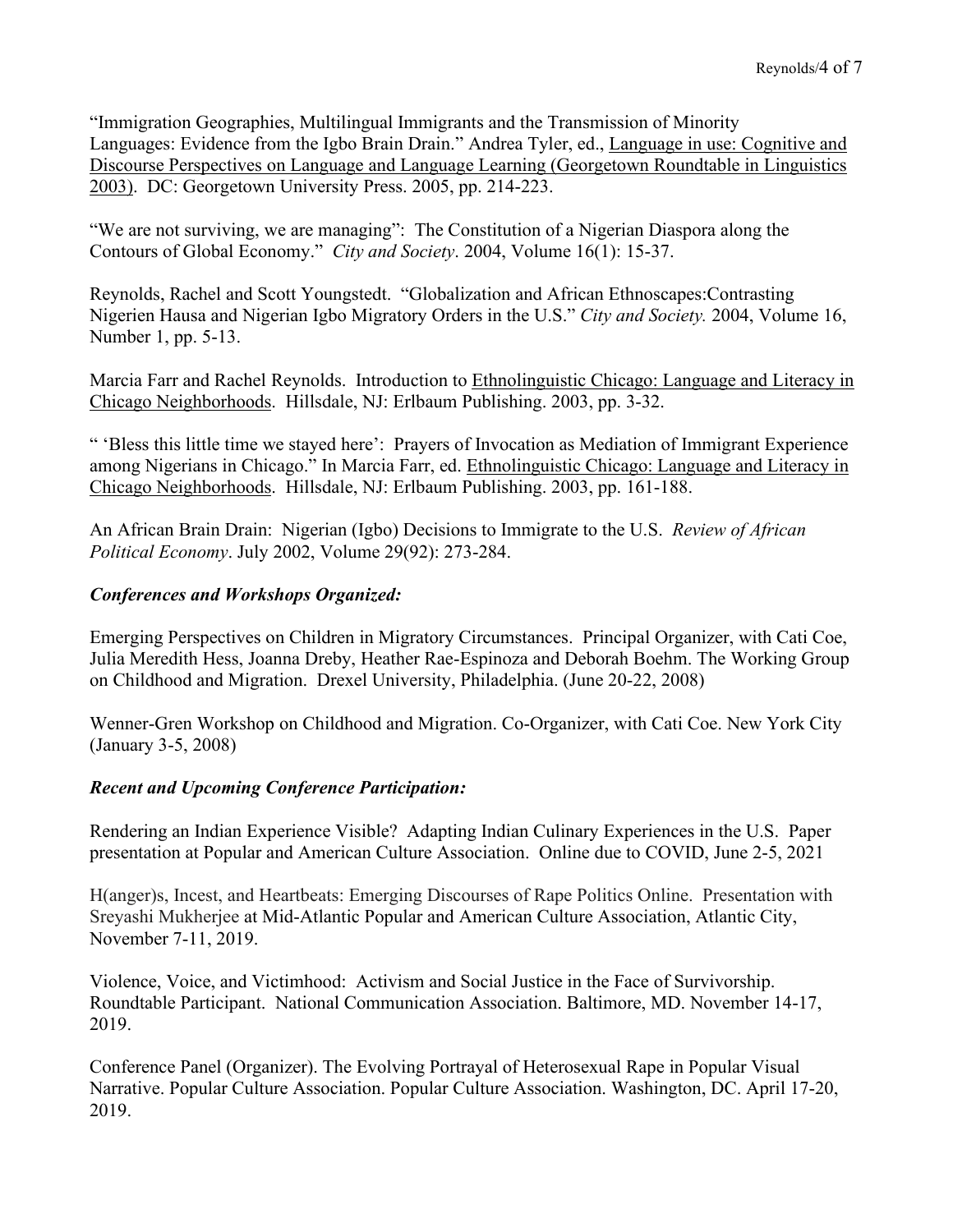"Immigration Geographies, Multilingual Immigrants and the Transmission of Minority Languages: Evidence from the Igbo Brain Drain." Andrea Tyler, ed., Language in use: Cognitive and Discourse Perspectives on Language and Language Learning (Georgetown Roundtable in Linguistics 2003). DC: Georgetown University Press. 2005, pp. 214-223.

"We are not surviving, we are managing": The Constitution of a Nigerian Diaspora along the Contours of Global Economy." *City and Society*. 2004, Volume 16(1): 15-37.

Reynolds, Rachel and Scott Youngstedt. "Globalization and African Ethnoscapes:Contrasting Nigerien Hausa and Nigerian Igbo Migratory Orders in the U.S." *City and Society.* 2004, Volume 16, Number 1, pp. 5-13.

Marcia Farr and Rachel Reynolds. Introduction to Ethnolinguistic Chicago: Language and Literacy in Chicago Neighborhoods. Hillsdale, NJ: Erlbaum Publishing. 2003, pp. 3-32.

" 'Bless this little time we stayed here': Prayers of Invocation as Mediation of Immigrant Experience among Nigerians in Chicago." In Marcia Farr, ed. Ethnolinguistic Chicago: Language and Literacy in Chicago Neighborhoods. Hillsdale, NJ: Erlbaum Publishing. 2003, pp. 161-188.

An African Brain Drain: Nigerian (Igbo) Decisions to Immigrate to the U.S. *Review of African Political Economy*. July 2002, Volume 29(92): 273-284.

### *Conferences and Workshops Organized:*

Emerging Perspectives on Children in Migratory Circumstances. Principal Organizer, with Cati Coe, Julia Meredith Hess, Joanna Dreby, Heather Rae-Espinoza and Deborah Boehm. The Working Group on Childhood and Migration. Drexel University, Philadelphia. (June 20-22, 2008)

Wenner-Gren Workshop on Childhood and Migration. Co-Organizer, with Cati Coe. New York City (January 3-5, 2008)

### *Recent and Upcoming Conference Participation:*

Rendering an Indian Experience Visible? Adapting Indian Culinary Experiences in the U.S. Paper presentation at Popular and American Culture Association. Online due to COVID, June 2-5, 2021

H(anger)s, Incest, and Heartbeats: Emerging Discourses of Rape Politics Online. Presentation with Sreyashi Mukherjee at Mid-Atlantic Popular and American Culture Association, Atlantic City, November 7-11, 2019.

Violence, Voice, and Victimhood: Activism and Social Justice in the Face of Survivorship. Roundtable Participant. National Communication Association. Baltimore, MD. November 14-17, 2019.

Conference Panel (Organizer). The Evolving Portrayal of Heterosexual Rape in Popular Visual Narrative. Popular Culture Association. Popular Culture Association. Washington, DC. April 17-20, 2019.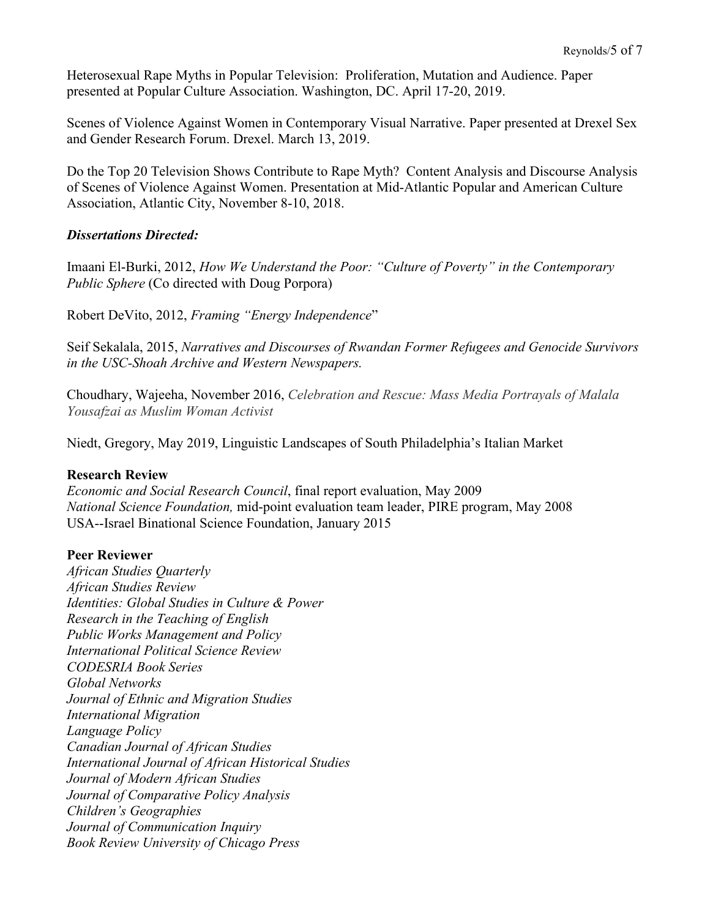Heterosexual Rape Myths in Popular Television: Proliferation, Mutation and Audience. Paper presented at Popular Culture Association. Washington, DC. April 17-20, 2019.

Scenes of Violence Against Women in Contemporary Visual Narrative. Paper presented at Drexel Sex and Gender Research Forum. Drexel. March 13, 2019.

Do the Top 20 Television Shows Contribute to Rape Myth? Content Analysis and Discourse Analysis of Scenes of Violence Against Women. Presentation at Mid-Atlantic Popular and American Culture Association, Atlantic City, November 8-10, 2018.

***Dissertations Directed:***

Imaani El-Burki, 2012, *How We Understand the Poor: "Culture of Poverty" in the Contemporary Public Sphere* (Co directed with Doug Porpora)

Robert DeVito, 2012, *Framing "Energy Independence*"

Seif Sekalala, 2015, *Narratives and Discourses of Rwandan Former Refugees and Genocide Survivors in the USC-Shoah Archive and Western Newspapers.*

Choudhary, Wajeeha, November 2016, *Celebration and Rescue: Mass Media Portrayals of Malala Yousafzai as Muslim Woman Activist*

Niedt, Gregory, May 2019, Linguistic Landscapes of South Philadelphia's Italian Market

**Research Review**

*Economic and Social Research Council*, final report evaluation, May 2009
*National Science Foundation,* mid-point evaluation team leader, PIRE program, May 2008
USA--Israel Binational Science Foundation, January 2015

**Peer Reviewer**

*African Studies Quarterly*
*African Studies Review*
*Identities: Global Studies in Culture & Power*
*Research in the Teaching of English*
*Public Works Management and Policy*
*International Political Science Review*
*CODESRIA Book Series*
*Global Networks*
*Journal of Ethnic and Migration Studies*
*International Migration*
*Language Policy*
*Canadian Journal of African Studies*
*International Journal of African Historical Studies*
*Journal of Modern African Studies*
*Journal of Comparative Policy Analysis*
*Children's Geographies*
*Journal of Communication Inquiry*
*Book Review University of Chicago Press*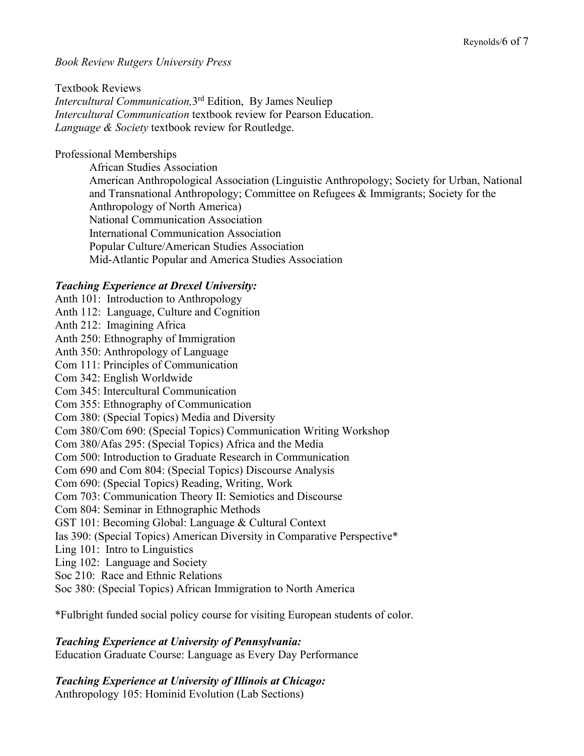*Book Review Rutgers University Press*

Textbook Reviews
*Intercultural Communication,* 3rd Edition, By James Neuliep
*Intercultural Communication* textbook review for Pearson Education.
*Language & Society* textbook review for Routledge.

Professional Memberships

- African Studies Association
- American Anthropological Association (Linguistic Anthropology; Society for Urban, National and Transnational Anthropology; Committee on Refugees & Immigrants; Society for the Anthropology of North America)
- National Communication Association
- International Communication Association
- Popular Culture/American Studies Association
- Mid-Atlantic Popular and America Studies Association

***Teaching Experience at Drexel University:***

Anth 101: Introduction to Anthropology
Anth 112: Language, Culture and Cognition
Anth 212: Imagining Africa
Anth 250: Ethnography of Immigration
Anth 350: Anthropology of Language
Com 111: Principles of Communication
Com 342: English Worldwide
Com 345: Intercultural Communication
Com 355: Ethnography of Communication
Com 380: (Special Topics) Media and Diversity
Com 380/Com 690: (Special Topics) Communication Writing Workshop
Com 380/Afas 295: (Special Topics) Africa and the Media
Com 500: Introduction to Graduate Research in Communication
Com 690 and Com 804: (Special Topics) Discourse Analysis
Com 690: (Special Topics) Reading, Writing, Work
Com 703: Communication Theory II: Semiotics and Discourse
Com 804: Seminar in Ethnographic Methods
GST 101: Becoming Global: Language & Cultural Context
Ias 390: (Special Topics) American Diversity in Comparative Perspective*
Ling 101: Intro to Linguistics
Ling 102: Language and Society
Soc 210: Race and Ethnic Relations
Soc 380: (Special Topics) African Immigration to North America

*Fulbright funded social policy course for visiting European students of color.

***Teaching Experience at University of Pennsylvania:***

Education Graduate Course: Language as Every Day Performance

***Teaching Experience at University of Illinois at Chicago:***

Anthropology 105: Hominid Evolution (Lab Sections)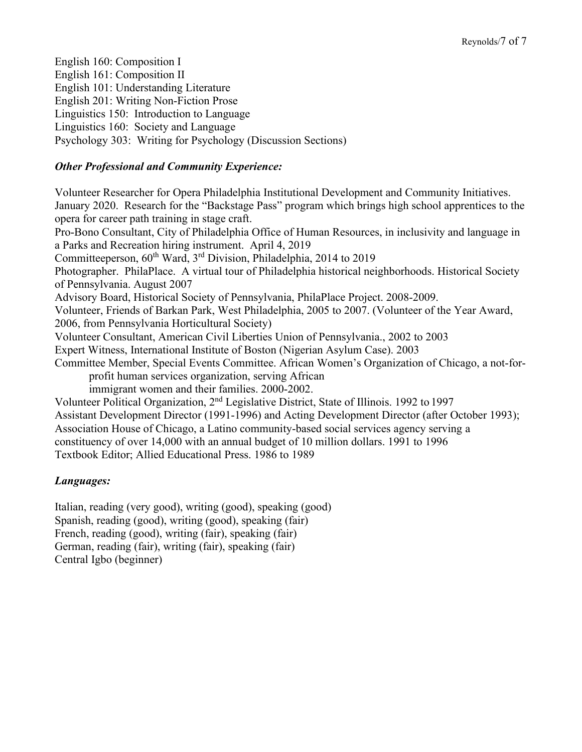English 160: Composition I
English 161: Composition II
English 101: Understanding Literature
English 201: Writing Non-Fiction Prose
Linguistics 150: Introduction to Language
Linguistics 160: Society and Language
Psychology 303: Writing for Psychology (Discussion Sections)

***Other Professional and Community Experience:***

Volunteer Researcher for Opera Philadelphia Institutional Development and Community Initiatives. January 2020. Research for the "Backstage Pass" program which brings high school apprentices to the opera for career path training in stage craft.
Pro-Bono Consultant, City of Philadelphia Office of Human Resources, in inclusivity and language in a Parks and Recreation hiring instrument. April 4, 2019
Committeeperson, 60th Ward, 3rd Division, Philadelphia, 2014 to 2019
Photographer. PhilaPlace. A virtual tour of Philadelphia historical neighborhoods. Historical Society of Pennsylvania. August 2007
Advisory Board, Historical Society of Pennsylvania, PhilaPlace Project. 2008-2009.
Volunteer, Friends of Barkan Park, West Philadelphia, 2005 to 2007. (Volunteer of the Year Award, 2006, from Pennsylvania Horticultural Society)
Volunteer Consultant, American Civil Liberties Union of Pennsylvania., 2002 to 2003
Expert Witness, International Institute of Boston (Nigerian Asylum Case). 2003
Committee Member, Special Events Committee. African Women's Organization of Chicago, a not-for-profit human services organization, serving African immigrant women and their families. 2000-2002.
Volunteer Political Organization, 2nd Legislative District, State of Illinois. 1992 to 1997
Assistant Development Director (1991-1996) and Acting Development Director (after October 1993); Association House of Chicago, a Latino community-based social services agency serving a constituency of over 14,000 with an annual budget of 10 million dollars. 1991 to 1996
Textbook Editor; Allied Educational Press. 1986 to 1989

***Languages:***

Italian, reading (very good), writing (good), speaking (good)
Spanish, reading (good), writing (good), speaking (fair)
French, reading (good), writing (fair), speaking (fair)
German, reading (fair), writing (fair), speaking (fair)
Central Igbo (beginner)